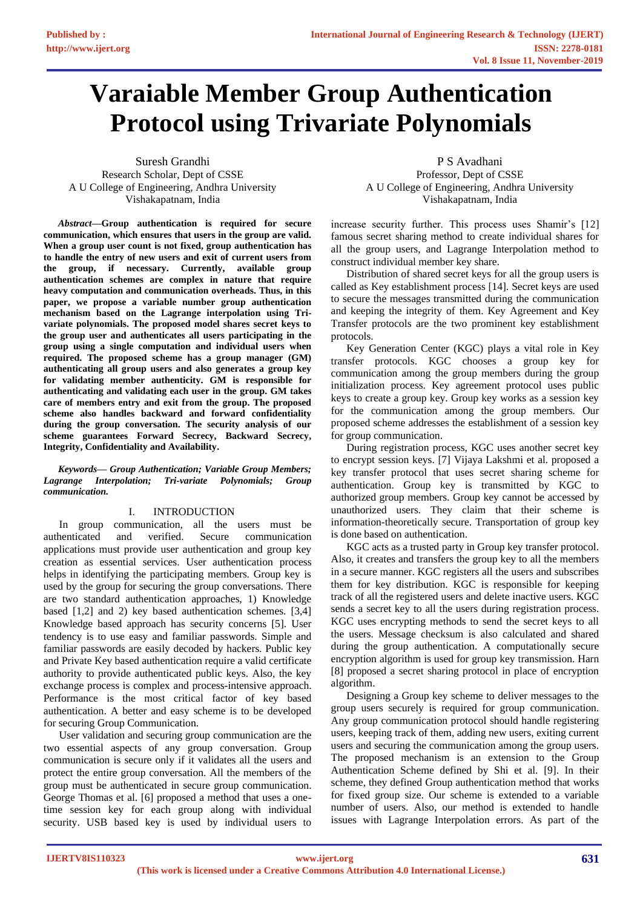# Varaiable Member Group Authentication Protocol using Trivariate Polynomials

Suresh Grandhi
Research Scholar, Dept of CSSE
A U College of Engineering, Andhra University
Vishakapatnam, India

P S Avadhani
Professor, Dept of CSSE
A U College of Engineering, Andhra University
Vishakapatnam, India

***Abstract*—Group authentication is required for secure communication, which ensures that users in the group are valid. When a group user count is not fixed, group authentication has to handle the entry of new users and exit of current users from the group, if necessary. Currently, available group authentication schemes are complex in nature that require heavy computation and communication overheads. Thus, in this paper, we propose a variable number group authentication mechanism based on the Lagrange interpolation using Tri-variate polynomials. The proposed model shares secret keys to the group user and authenticates all users participating in the group using a single computation and individual users when required. The proposed scheme has a group manager (GM) authenticating all group users and also generates a group key for validating member authenticity. GM is responsible for authenticating and validating each user in the group. GM takes care of members entry and exit from the group. The proposed scheme also handles backward and forward confidentiality during the group conversation. The security analysis of our scheme guarantees Forward Secrecy, Backward Secrecy, Integrity, Confidentiality and Availability.**

***Keywords— Group Authentication; Variable Group Members; Lagrange Interpolation; Tri-variate Polynomials; Group communication.***

## I. INTRODUCTION

In group communication, all the users must be authenticated and verified. Secure communication applications must provide user authentication and group key creation as essential services. User authentication process helps in identifying the participating members. Group key is used by the group for securing the group conversations. There are two standard authentication approaches, 1) Knowledge based [1,2] and 2) key based authentication schemes. [3,4] Knowledge based approach has security concerns [5]. User tendency is to use easy and familiar passwords. Simple and familiar passwords are easily decoded by hackers. Public key and Private Key based authentication require a valid certificate authority to provide authenticated public keys. Also, the key exchange process is complex and process-intensive approach. Performance is the most critical factor of key based authentication. A better and easy scheme is to be developed for securing Group Communication.

User validation and securing group communication are the two essential aspects of any group conversation. Group communication is secure only if it validates all the users and protect the entire group conversation. All the members of the group must be authenticated in secure group communication. George Thomas et al. [6] proposed a method that uses a one-time session key for each group along with individual security. USB based key is used by individual users to increase security further. This process uses Shamir's [12] famous secret sharing method to create individual shares for all the group users, and Lagrange Interpolation method to construct individual member key share.

Distribution of shared secret keys for all the group users is called as Key establishment process [14]. Secret keys are used to secure the messages transmitted during the communication and keeping the integrity of them. Key Agreement and Key Transfer protocols are the two prominent key establishment protocols.

Key Generation Center (KGC) plays a vital role in Key transfer protocols. KGC chooses a group key for communication among the group members during the group initialization process. Key agreement protocol uses public keys to create a group key. Group key works as a session key for the communication among the group members. Our proposed scheme addresses the establishment of a session key for group communication.

During registration process, KGC uses another secret key to encrypt session keys. [7] Vijaya Lakshmi et al. proposed a key transfer protocol that uses secret sharing scheme for authentication. Group key is transmitted by KGC to authorized group members. Group key cannot be accessed by unauthorized users. They claim that their scheme is information-theoretically secure. Transportation of group key is done based on authentication.

KGC acts as a trusted party in Group key transfer protocol. Also, it creates and transfers the group key to all the members in a secure manner. KGC registers all the users and subscribes them for key distribution. KGC is responsible for keeping track of all the registered users and delete inactive users. KGC sends a secret key to all the users during registration process. KGC uses encrypting methods to send the secret keys to all the users. Message checksum is also calculated and shared during the group authentication. A computationally secure encryption algorithm is used for group key transmission. Harn [8] proposed a secret sharing protocol in place of encryption algorithm.

Designing a Group key scheme to deliver messages to the group users securely is required for group communication. Any group communication protocol should handle registering users, keeping track of them, adding new users, exiting current users and securing the communication among the group users. The proposed mechanism is an extension to the Group Authentication Scheme defined by Shi et al. [9]. In their scheme, they defined Group authentication method that works for fixed group size. Our scheme is extended to a variable number of users. Also, our method is extended to handle issues with Lagrange Interpolation errors. As part of the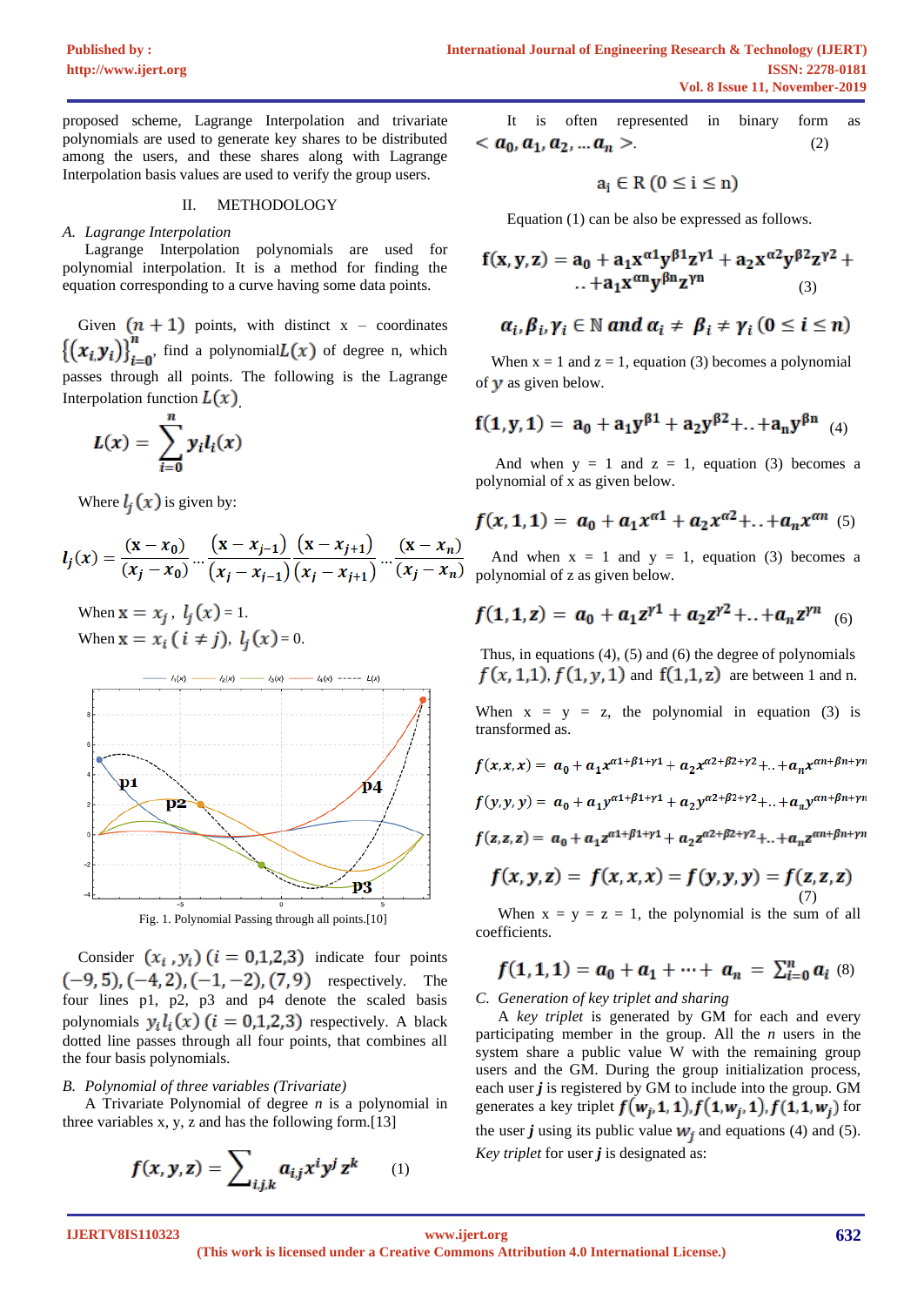proposed scheme, Lagrange Interpolation and trivariate polynomials are used to generate key shares to be distributed among the users, and these shares along with Lagrange Interpolation basis values are used to verify the group users.

## II. METHODOLOGY

### A. Lagrange Interpolation

Lagrange Interpolation polynomials are used for polynomial interpolation. It is a method for finding the equation corresponding to a curve having some data points.

Given $(n+1)$ points, with distinct x – coordinates $\{(x_i, y_i)\}_{i=0}^{n}$, find a polynomial $L(x)$ of degree n, which passes through all points. The following is the Lagrange Interpolation function $L(x)$.

$$L(x) = \sum_{i=0}^{n} y_i l_i(x)$$

Where $l_j(x)$ is given by:

$$l_j(x) = \frac{(x - x_0)}{(x_j - x_0)} \cdots \frac{(x - x_{j-1})}{(x_j - x_{j-1})} \frac{(x - x_{j+1})}{(x_j - x_{j+1})} \cdots \frac{(x - x_n)}{(x_j - x_n)}$$

When $x = x_j$, $l_j(x) = 1$.

When $x = x_i \ (i \neq j)$, $l_j(x) = 0$.

Fig. 1. Polynomial Passing through all points.[10]

Consider $(x_i, y_i)\ (i = 0,1,2,3)$ indicate four points $(-9,5), (-4,2), (-1,-2), (7,9)$ respectively. The four lines p1, p2, p3 and p4 denote the scaled basis polynomials $y_i l_i(x)\ (i = 0,1,2,3)$ respectively. A black dotted line passes through all four points, that combines all the four basis polynomials.

### B. Polynomial of three variables (Trivariate)

A Trivariate Polynomial of degree $n$ is a polynomial in three variables x, y, z and has the following form.[13]

$$f(x, y, z) = \sum_{i,j,k} a_{i,j} x^i y^j z^k \quad (1)$$

It is often represented in binary form as $< a_0, a_1, a_2, \ldots a_n >$. (2)

$$a_i \in R \ (0 \leq i \leq n)$$

Equation (1) can be also be expressed as follows.

$$f(x, y, z) = a_0 + a_1 x^{\alpha 1} y^{\beta 1} z^{\gamma 1} + a_2 x^{\alpha 2} y^{\beta 2} z^{\gamma 2} + \ldots + a_1 x^{\alpha n} y^{\beta n} z^{\gamma n} \quad (3)$$

$$\alpha_i, \beta_i, \gamma_i \in \mathbb{N} \text{ and } \alpha_i \neq \beta_i \neq \gamma_i \ (0 \leq i \leq n)$$

When x = 1 and z = 1, equation (3) becomes a polynomial of $y$ as given below.

$$f(1, y, 1) = a_0 + a_1 y^{\beta 1} + a_2 y^{\beta 2} + \ldots + a_n y^{\beta n} \quad (4)$$

And when y = 1 and z = 1, equation (3) becomes a polynomial of x as given below.

$$f(x, 1, 1) = a_0 + a_1 x^{\alpha 1} + a_2 x^{\alpha 2} + \ldots + a_n x^{\alpha n} \quad (5)$$

And when x = 1 and y = 1, equation (3) becomes a polynomial of z as given below.

$$f(1, 1, z) = a_0 + a_1 z^{\gamma 1} + a_2 z^{\gamma 2} + \ldots + a_n z^{\gamma n} \quad (6)$$

Thus, in equations (4), (5) and (6) the degree of polynomials $f(x,1,1), f(1,y,1)$ and $f(1,1,z)$ are between 1 and n.

When x = y = z, the polynomial in equation (3) is transformed as.

$$f(x, x, x) = a_0 + a_1 x^{\alpha 1 + \beta 1 + \gamma 1} + a_2 x^{\alpha 2 + \beta 2 + \gamma 2} + \ldots + a_n x^{\alpha n + \beta n + \gamma n}$$

$$f(y, y, y) = a_0 + a_1 y^{\alpha 1 + \beta 1 + \gamma 1} + a_2 y^{\alpha 2 + \beta 2 + \gamma 2} + \ldots + a_n y^{\alpha n + \beta n + \gamma n}$$

$$f(z, z, z) = a_0 + a_1 z^{\alpha 1 + \beta 1 + \gamma 1} + a_2 z^{\alpha 2 + \beta 2 + \gamma 2} + \ldots + a_n z^{\alpha n + \beta n + \gamma n}$$

$$f(x, y, z) = f(x, x, x) = f(y, y, y) = f(z, z, z) \quad (7)$$

When x = y = z = 1, the polynomial is the sum of all coefficients.

$$f(1, 1, 1) = a_0 + a_1 + \cdots + a_n = \sum_{i=0}^{n} a_i \quad (8)$$

### C. Generation of key triplet and sharing

A *key triplet* is generated by GM for each and every participating member in the group. All the *n* users in the system share a public value W with the remaining group users and the GM. During the group initialization process, each user ***j*** is registered by GM to include into the group. GM generates a key triplet $f(w_j, 1, 1), f(1, w_j, 1), f(1, 1, w_j)$ for the user ***j*** using its public value $w_j$ and equations (4) and (5). *Key triplet* for user ***j*** is designated as: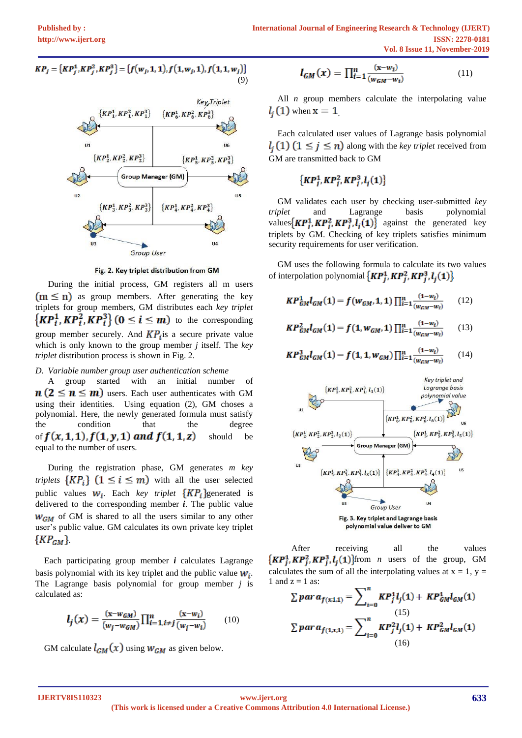$$KP_j = \{KP_j^1, KP_j^2, KP_j^3\} = \{f(w_j,1,1), f(1,w_j,1), f(1,1,w_j)\} \tag{9}$$

Fig. 2. Key triplet distribution from GM

During the initial process, GM registers all m users $(m \leq n)$ as group members. After generating the key triplets for group members, GM distributes each *key triplet* $\{KP_i^1, KP_i^2, KP_i^3\}$ $(0 \leq i \leq m)$ to the corresponding group member securely. And $KP_j$ is a secure private value which is only known to the group member *j* itself. The *key triplet* distribution process is shown in Fig. 2.

*D. Variable number group user authentication scheme*

A group started with an initial number of $n\,(2 \leq n \leq m)$ users. Each user authenticates with GM using their identities. Using equation (2), GM choses a polynomial. Here, the newly generated formula must satisfy the condition that the degree of $f(x,1,1), f(1,y,1)$ *and* $f(1,1,z)$ should be equal to the number of users.

During the registration phase, GM generates *m key triplets* $\{KP_i\}$ $(1 \leq i \leq m)$ with all the user selected public values $w_i$. Each *key triplet* $\{KP_i\}$generated is delivered to the corresponding member ***i***. The public value $w_{GM}$ of GM is shared to all the users similar to any other user's public value. GM calculates its own private key triplet $\{KP_{GM}\}$.

Each participating group member ***i*** calculates Lagrange basis polynomial with its key triplet and the public value $w_i$. The Lagrange basis polynomial for group member *j* is calculated as:

$$l_j(x) = \frac{(x-w_{GM})}{(w_j-w_{GM})} \prod_{i=1, i\neq j}^{n} \frac{(x-w_i)}{(w_j-w_i)} \tag{10}$$

GM calculate $l_{GM}(x)$ using $w_{GM}$ as given below.

$$l_{GM}(x) = \prod_{i=1}^{n} \frac{(x-w_i)}{(w_{GM}-w_i)} \tag{11}$$

All *n* group members calculate the interpolating value $l_j(1)$ when $x = 1$.

Each calculated user values of Lagrange basis polynomial $l_j(1)$ $(1 \leq j \leq n)$ along with the *key triplet* received from GM are transmitted back to GM

$$\{KP_j^1, KP_j^2, KP_j^3, l_j(1)\}$$

GM validates each user by checking user-submitted *key triplet* and Lagrange basis polynomial values$\{KP_j^1, KP_j^2, KP_j^3, l_j(1)\}$ against the generated key triplets by GM. Checking of key triplets satisfies minimum security requirements for user verification.

GM uses the following formula to calculate its two values of interpolation polynomial $\{KP_j^1, KP_j^2, KP_j^3, l_j(1)\}$.

$$KP_{GM}^1 l_{GM}(1) = f(w_{GM},1,1) \prod_{i=1}^{n} \frac{(1-w_i)}{(w_{GM}-w_i)} \tag{12}$$

$$KP_{GM}^2 l_{GM}(1) = f(1,w_{GM},1) \prod_{i=1}^{n} \frac{(1-w_i)}{(w_{GM}-w_i)} \tag{13}$$

$$KP_{GM}^3 l_{GM}(1) = f(1,1,w_{GM}) \prod_{i=1}^{n} \frac{(1-w_i)}{(w_{GM}-w_i)} \tag{14}$$

Fig. 3. Key triplet and Lagrange basis polynomial value deliver to GM

After receiving all the values $\{KP_j^1, KP_j^2, KP_j^3, l_j(1)\}$from *n* users of the group, GM calculates the sum of all the interpolating values at x = 1, y = 1 and z = 1 as:

$$\sum para_{f(x,1,1)} = \sum_{i=0}^{n} KP_j^1 l_j(1) + KP_{GM}^1 l_{GM}(1) \tag{15}$$

$$\sum para_{f(1,x,1)} = \sum_{i=0}^{n} KP_j^2 l_j(1) + KP_{GM}^2 l_{GM}(1) \tag{16}$$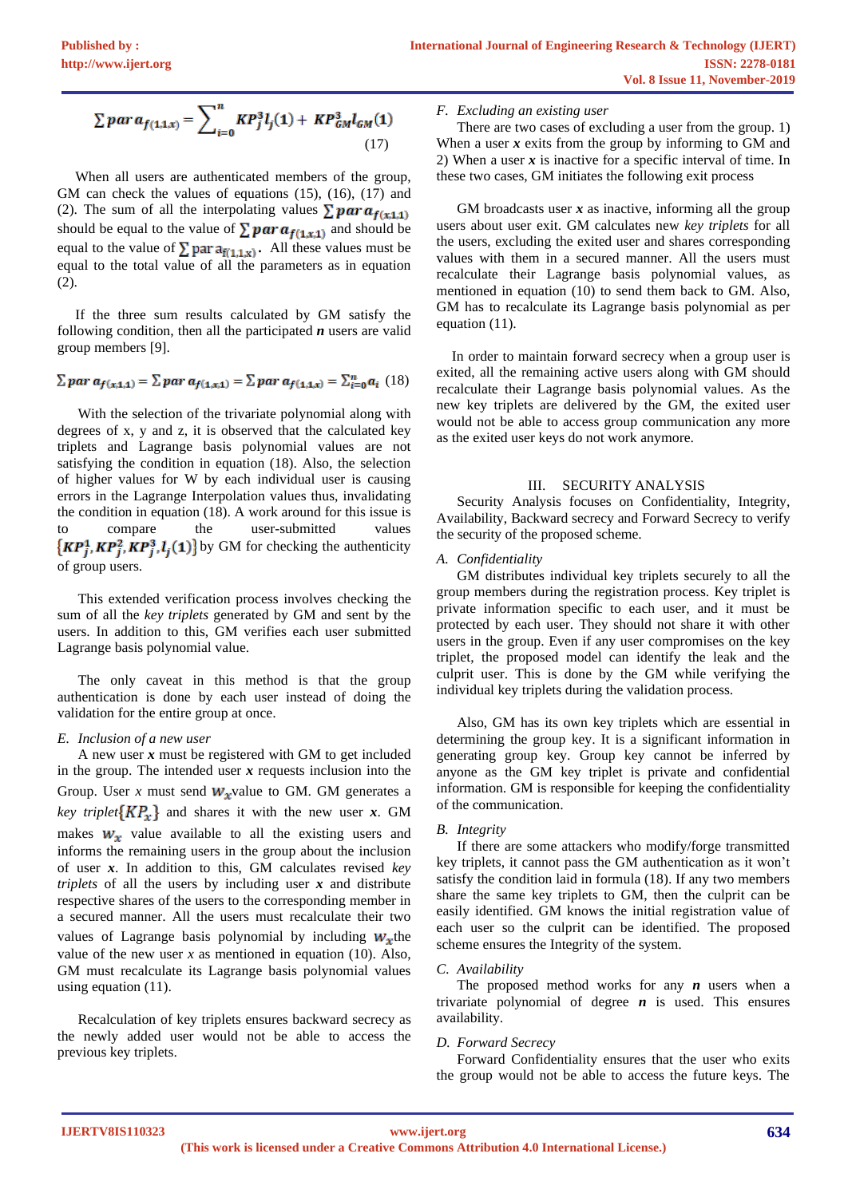$$\sum par\, a_{f(1,1,x)} = \sum_{i=0}^{n} KP_j^3 l_j(1) + KP_{GM}^3 l_{GM}(1) \quad (17)$$

When all users are authenticated members of the group, GM can check the values of equations (15), (16), (17) and (2). The sum of all the interpolating values $\sum par\, a_{f(x,1,1)}$ should be equal to the value of $\sum par\, a_{f(1,x,1)}$ and should be equal to the value of $\sum par\, a_{f(1,1,x)}$. All these values must be equal to the total value of all the parameters as in equation (2).

If the three sum results calculated by GM satisfy the following condition, then all the participated $n$ users are valid group members [9].

$$\sum par\, a_{f(x,1,1)} = \sum par\, a_{f(1,x,1)} = \sum par\, a_{f(1,1,x)} = \sum_{i=0}^{n} a_i \quad (18)$$

With the selection of the trivariate polynomial along with degrees of x, y and z, it is observed that the calculated key triplets and Lagrange basis polynomial values are not satisfying the condition in equation (18). Also, the selection of higher values for W by each individual user is causing errors in the Lagrange Interpolation values thus, invalidating the condition in equation (18). A work around for this issue is to compare the user-submitted values $\{KP_j^1, KP_j^2, KP_j^3, l_j(1)\}$ by GM for checking the authenticity of group users.

This extended verification process involves checking the sum of all the *key triplets* generated by GM and sent by the users. In addition to this, GM verifies each user submitted Lagrange basis polynomial value.

The only caveat in this method is that the group authentication is done by each user instead of doing the validation for the entire group at once.

### E. Inclusion of a new user

A new user $x$ must be registered with GM to get included in the group. The intended user $x$ requests inclusion into the Group. User $x$ must send $w_x$ value to GM. GM generates a *key triplet* $\{KP_x\}$ and shares it with the new user $x$. GM makes $w_x$ value available to all the existing users and informs the remaining users in the group about the inclusion of user $x$. In addition to this, GM calculates revised *key triplets* of all the users by including user $x$ and distribute respective shares of the users to the corresponding member in a secured manner. All the users must recalculate their two values of Lagrange basis polynomial by including $w_x$ the value of the new user $x$ as mentioned in equation (10). Also, GM must recalculate its Lagrange basis polynomial values using equation (11).

Recalculation of key triplets ensures backward secrecy as the newly added user would not be able to access the previous key triplets.

### F. Excluding an existing user

There are two cases of excluding a user from the group. 1) When a user $x$ exits from the group by informing to GM and 2) When a user $x$ is inactive for a specific interval of time. In these two cases, GM initiates the following exit process

GM broadcasts user $x$ as inactive, informing all the group users about user exit. GM calculates new *key triplets* for all the users, excluding the exited user and shares corresponding values with them in a secured manner. All the users must recalculate their Lagrange basis polynomial values, as mentioned in equation (10) to send them back to GM. Also, GM has to recalculate its Lagrange basis polynomial as per equation (11).

In order to maintain forward secrecy when a group user is exited, all the remaining active users along with GM should recalculate their Lagrange basis polynomial values. As the new key triplets are delivered by the GM, the exited user would not be able to access group communication any more as the exited user keys do not work anymore.

## III. SECURITY ANALYSIS

Security Analysis focuses on Confidentiality, Integrity, Availability, Backward secrecy and Forward Secrecy to verify the security of the proposed scheme.

### A. Confidentiality

GM distributes individual key triplets securely to all the group members during the registration process. Key triplet is private information specific to each user, and it must be protected by each user. They should not share it with other users in the group. Even if any user compromises on the key triplet, the proposed model can identify the leak and the culprit user. This is done by the GM while verifying the individual key triplets during the validation process.

Also, GM has its own key triplets which are essential in determining the group key. It is a significant information in generating group key. Group key cannot be inferred by anyone as the GM key triplet is private and confidential information. GM is responsible for keeping the confidentiality of the communication.

### B. Integrity

If there are some attackers who modify/forge transmitted key triplets, it cannot pass the GM authentication as it won't satisfy the condition laid in formula (18). If any two members share the same key triplets to GM, then the culprit can be easily identified. GM knows the initial registration value of each user so the culprit can be identified. The proposed scheme ensures the Integrity of the system.

### C. Availability

The proposed method works for any $n$ users when a trivariate polynomial of degree $n$ is used. This ensures availability.

### D. Forward Secrecy

Forward Confidentiality ensures that the user who exits the group would not be able to access the future keys. The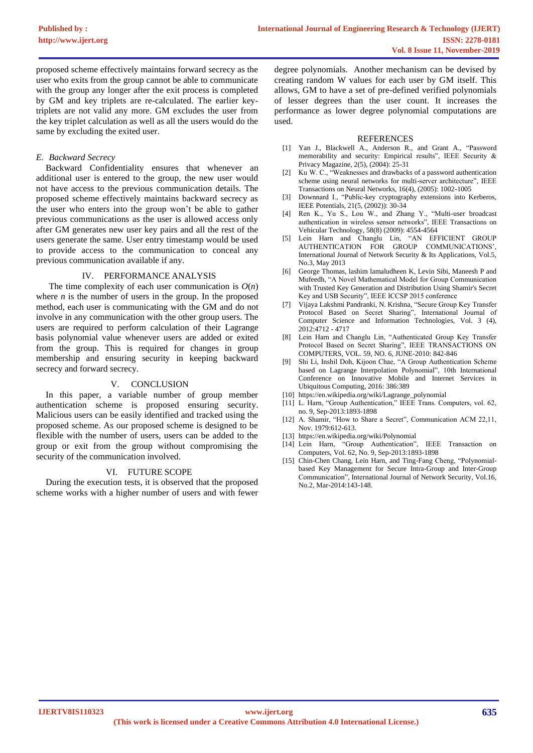proposed scheme effectively maintains forward secrecy as the user who exits from the group cannot be able to communicate with the group any longer after the exit process is completed by GM and key triplets are re-calculated. The earlier key-triplets are not valid any more. GM excludes the user from the key triplet calculation as well as all the users would do the same by excluding the exited user.

### *E. Backward Secrecy*

Backward Confidentiality ensures that whenever an additional user is entered to the group, the new user would not have access to the previous communication details. The proposed scheme effectively maintains backward secrecy as the user who enters into the group won't be able to gather previous communications as the user is allowed access only after GM generates new user key pairs and all the rest of the users generate the same. User entry timestamp would be used to provide access to the communication to conceal any previous communication available if any.

## IV. PERFORMANCE ANALYSIS

The time complexity of each user communication is $O(n)$ where $n$ is the number of users in the group. In the proposed method, each user is communicating with the GM and do not involve in any communication with the other group users. The users are required to perform calculation of their Lagrange basis polynomial value whenever users are added or exited from the group. This is required for changes in group membership and ensuring security in keeping backward secrecy and forward secrecy.

## V. CONCLUSION

In this paper, a variable number of group member authentication scheme is proposed ensuring security. Malicious users can be easily identified and tracked using the proposed scheme. As our proposed scheme is designed to be flexible with the number of users, users can be added to the group or exit from the group without compromising the security of the communication involved.

## VI. FUTURE SCOPE

During the execution tests, it is observed that the proposed scheme works with a higher number of users and with fewer degree polynomials. Another mechanism can be devised by creating random W values for each user by GM itself. This allows, GM to have a set of pre-defined verified polynomials of lesser degrees than the user count. It increases the performance as lower degree polynomial computations are used.

## REFERENCES

[1] Yan J., Blackwell A., Anderson R., and Grant A., "Password memorability and security: Empirical results", IEEE Security & Privacy Magazine, 2(5), (2004): 25-31

[2] Ku W. C., "Weaknesses and drawbacks of a password authentication scheme using neural networks for multi-server architecture", IEEE Transactions on Neural Networks, 16(4), (2005): 1002-1005

[3] Downnard I., "Public-key cryptography extensions into Kerberos, IEEE Potentials, 21(5, (2002)): 30-34

[4] Ren K., Yu S., Lou W., and Zhang Y., "Multi-user broadcast authentication in wireless sensor networks", IEEE Transactions on Vehicular Technology, 58(8) (2009): 4554-4564

[5] Lein Harn and Changlu Lin, "AN EFFICIENT GROUP AUTHENTICATION FOR GROUP COMMUNICATIONS', International Journal of Network Security & Its Applications, Vol.5, No.3, May 2013

[6] George Thomas, lashim lamaludheen K, Levin Sibi, Maneesh P and Mufeedh, "A Novel Mathematical Model for Group Communication with Trusted Key Generation and Distribution Using Shamir's Secret Key and USB Security", IEEE ICCSP 2015 conference

[7] Vijaya Lakshmi Pandranki, N. Krishna, "Secure Group Key Transfer Protocol Based on Secret Sharing", International Journal of Computer Science and Information Technologies, Vol. 3 (4), 2012:4712 - 4717

[8] Lein Harn and Changlu Lin, "Authenticated Group Key Transfer Protocol Based on Secret Sharing", IEEE TRANSACTIONS ON COMPUTERS, VOL. 59, NO. 6, JUNE-2010: 842-846

[9] Shi Li, Inshil Doh, Kijoon Chae, "A Group Authentication Scheme based on Lagrange Interpolation Polynomial", 10th International Conference on Innovative Mobile and Internet Services in Ubiquitous Computing, 2016: 386:389

[10] https://en.wikipedia.org/wiki/Lagrange_polynomial

[11] L. Harn, "Group Authentication," IEEE Trans. Computers, vol. 62, no. 9, Sep-2013:1893-1898

[12] A. Shamir, "How to Share a Secret", Communication ACM 22,11, Nov. 1979:612-613.

[13] https://en.wikipedia.org/wiki/Polynomial

[14] Lein Harn, "Group Authentication", IEEE Transaction on Computers, Vol. 62, No. 9, Sep-2013:1893-1898

[15] Chin-Chen Chang, Lein Harn, and Ting-Fang Cheng, "Polynomial-based Key Management for Secure Intra-Group and Inter-Group Communication", International Journal of Network Security, Vol.16, No.2, Mar-2014:143-148.